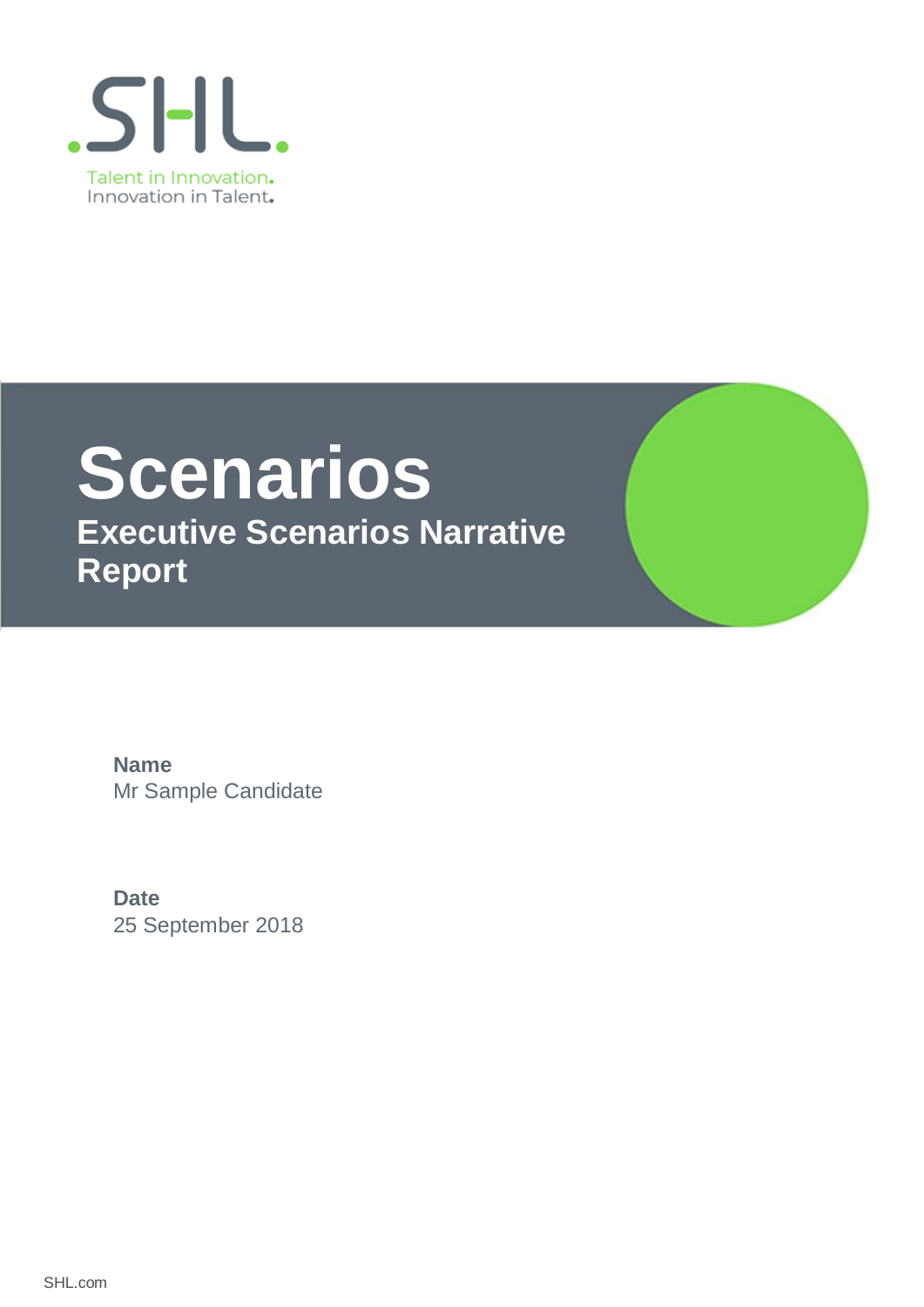SHL.

Talent in Innovation.
Innovation in Talent.

# Scenarios

## Executive Scenarios Narrative Report

**Name**
Mr Sample Candidate

**Date**
25 September 2018

SHL.com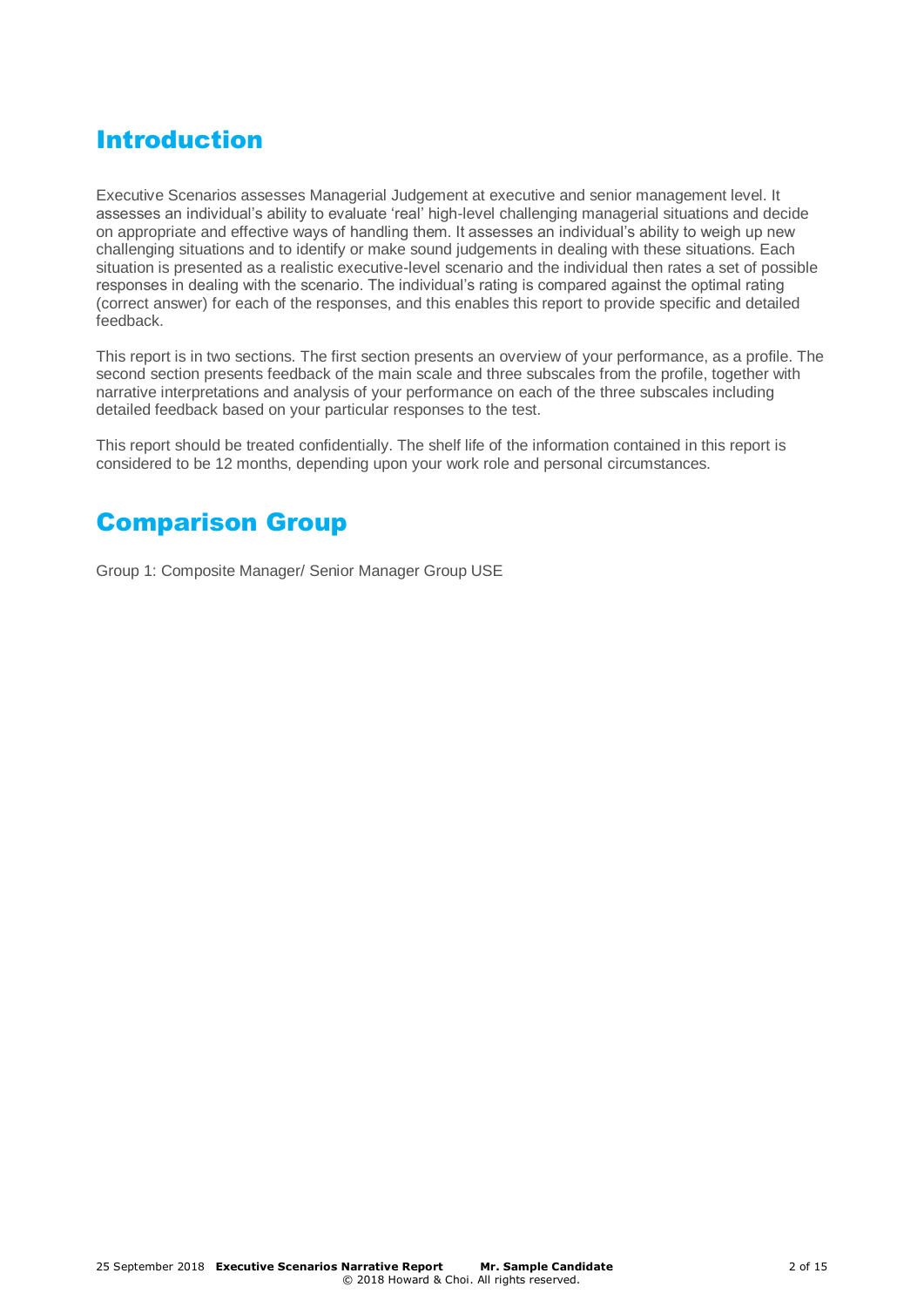## Introduction

Executive Scenarios assesses Managerial Judgement at executive and senior management level. It assesses an individual's ability to evaluate 'real' high-level challenging managerial situations and decide on appropriate and effective ways of handling them. It assesses an individual's ability to weigh up new challenging situations and to identify or make sound judgements in dealing with these situations. Each situation is presented as a realistic executive-level scenario and the individual then rates a set of possible responses in dealing with the scenario. The individual's rating is compared against the optimal rating (correct answer) for each of the responses, and this enables this report to provide specific and detailed feedback.

This report is in two sections. The first section presents an overview of your performance, as a profile. The second section presents feedback of the main scale and three subscales from the profile, together with narrative interpretations and analysis of your performance on each of the three subscales including detailed feedback based on your particular responses to the test.

This report should be treated confidentially. The shelf life of the information contained in this report is considered to be 12 months, depending upon your work role and personal circumstances.

## Comparison Group

Group 1: Composite Manager/ Senior Manager Group USE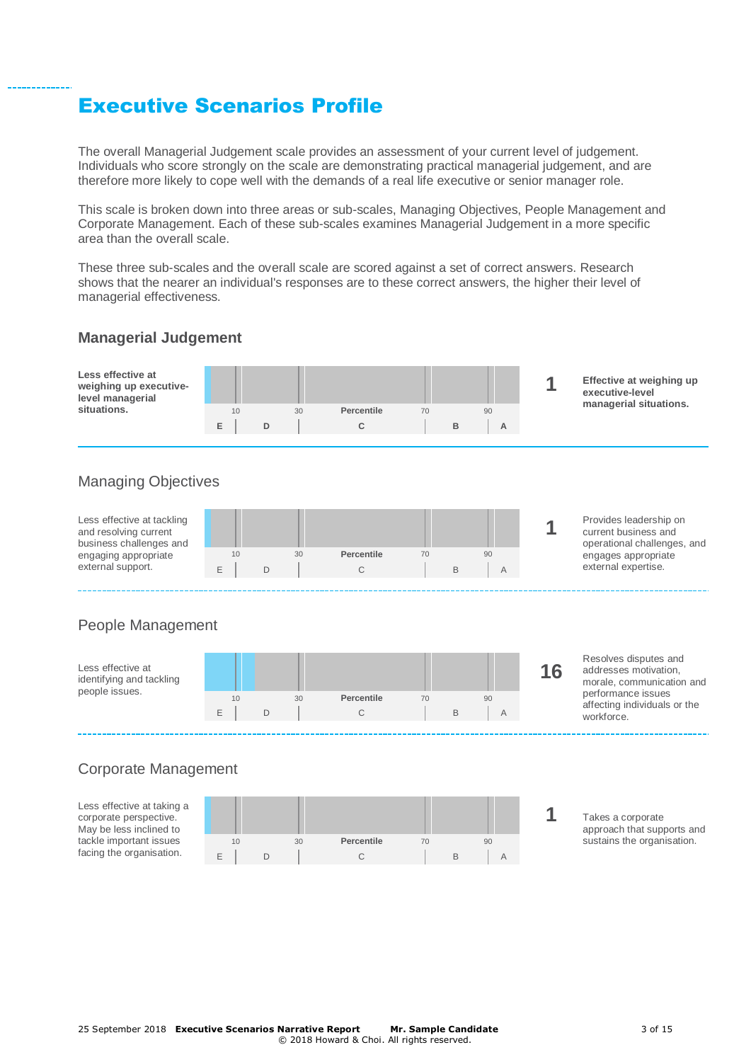# Executive Scenarios Profile

The overall Managerial Judgement scale provides an assessment of your current level of judgement. Individuals who score strongly on the scale are demonstrating practical managerial judgement, and are therefore more likely to cope well with the demands of a real life executive or senior manager role.

This scale is broken down into three areas or sub-scales, Managing Objectives, People Management and Corporate Management. Each of these sub-scales examines Managerial Judgement in a more specific area than the overall scale.

These three sub-scales and the overall scale are scored against a set of correct answers. Research shows that the nearer an individual's responses are to these correct answers, the higher their level of managerial effectiveness.

## Managerial Judgement

| Low description | Percentile | Score | High description |
|---|---|---|---|
| **Less effective at weighing up executive-level managerial situations.** | 10 / 30 / 70 / 90 — E / D / C / B / A | **1** | **Effective at weighing up executive-level managerial situations.** |

## Managing Objectives

| Low description | Percentile | Score | High description |
|---|---|---|---|
| Less effective at tackling and resolving current business challenges and engaging appropriate external support. | 10 / 30 / 70 / 90 — E / D / C / B / A | **1** | Provides leadership on current business and operational challenges, and engages appropriate external expertise. |

## People Management

| Low description | Percentile | Score | High description |
|---|---|---|---|
| Less effective at identifying and tackling people issues. | 10 / 30 / 70 / 90 — E / D / C / B / A | **16** | Resolves disputes and addresses motivation, morale, communication and performance issues affecting individuals or the workforce. |

## Corporate Management

| Low description | Percentile | Score | High description |
|---|---|---|---|
| Less effective at taking a corporate perspective. May be less inclined to tackle important issues facing the organisation. | 10 / 30 / 70 / 90 — E / D / C / B / A | **1** | Takes a corporate approach that supports and sustains the organisation. |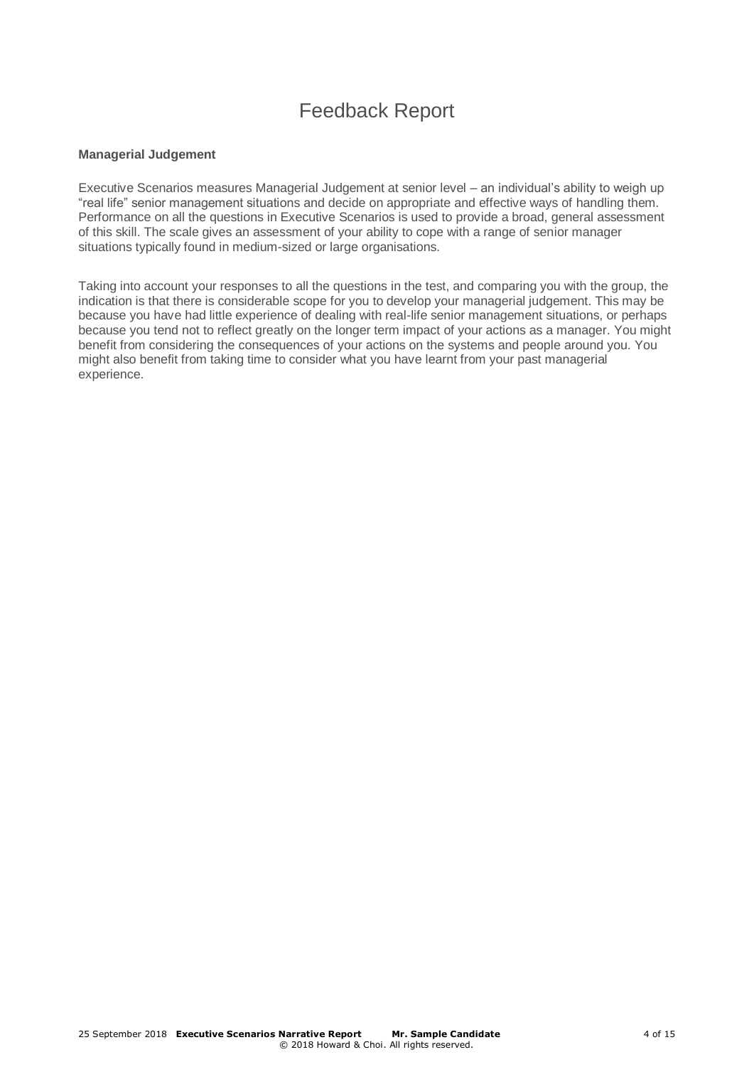# Feedback Report

**Managerial Judgement**

Executive Scenarios measures Managerial Judgement at senior level – an individual's ability to weigh up "real life" senior management situations and decide on appropriate and effective ways of handling them. Performance on all the questions in Executive Scenarios is used to provide a broad, general assessment of this skill. The scale gives an assessment of your ability to cope with a range of senior manager situations typically found in medium-sized or large organisations.

Taking into account your responses to all the questions in the test, and comparing you with the group, the indication is that there is considerable scope for you to develop your managerial judgement. This may be because you have had little experience of dealing with real-life senior management situations, or perhaps because you tend not to reflect greatly on the longer term impact of your actions as a manager. You might benefit from considering the consequences of your actions on the systems and people around you. You might also benefit from taking time to consider what you have learnt from your past managerial experience.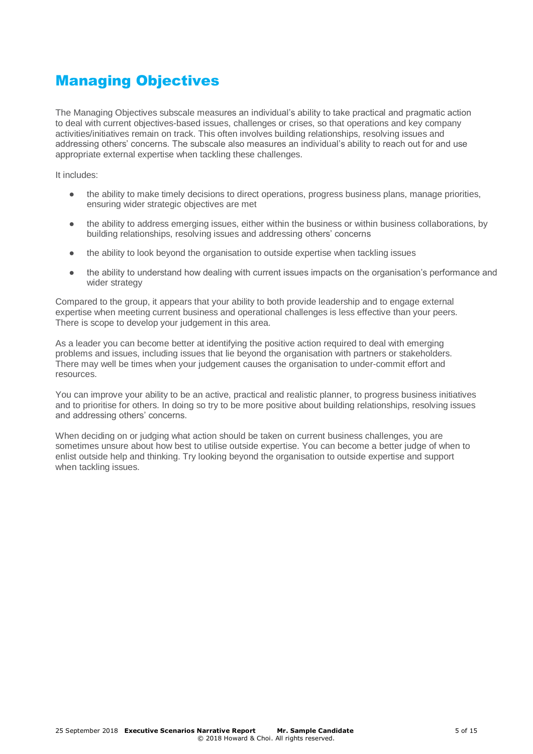# Managing Objectives

The Managing Objectives subscale measures an individual's ability to take practical and pragmatic action to deal with current objectives-based issues, challenges or crises, so that operations and key company activities/initiatives remain on track. This often involves building relationships, resolving issues and addressing others' concerns. The subscale also measures an individual's ability to reach out for and use appropriate external expertise when tackling these challenges.

It includes:

- the ability to make timely decisions to direct operations, progress business plans, manage priorities, ensuring wider strategic objectives are met
- the ability to address emerging issues, either within the business or within business collaborations, by building relationships, resolving issues and addressing others' concerns
- the ability to look beyond the organisation to outside expertise when tackling issues
- the ability to understand how dealing with current issues impacts on the organisation's performance and wider strategy

Compared to the group, it appears that your ability to both provide leadership and to engage external expertise when meeting current business and operational challenges is less effective than your peers. There is scope to develop your judgement in this area.

As a leader you can become better at identifying the positive action required to deal with emerging problems and issues, including issues that lie beyond the organisation with partners or stakeholders. There may well be times when your judgement causes the organisation to under-commit effort and resources.

You can improve your ability to be an active, practical and realistic planner, to progress business initiatives and to prioritise for others. In doing so try to be more positive about building relationships, resolving issues and addressing others' concerns.

When deciding on or judging what action should be taken on current business challenges, you are sometimes unsure about how best to utilise outside expertise. You can become a better judge of when to enlist outside help and thinking. Try looking beyond the organisation to outside expertise and support when tackling issues.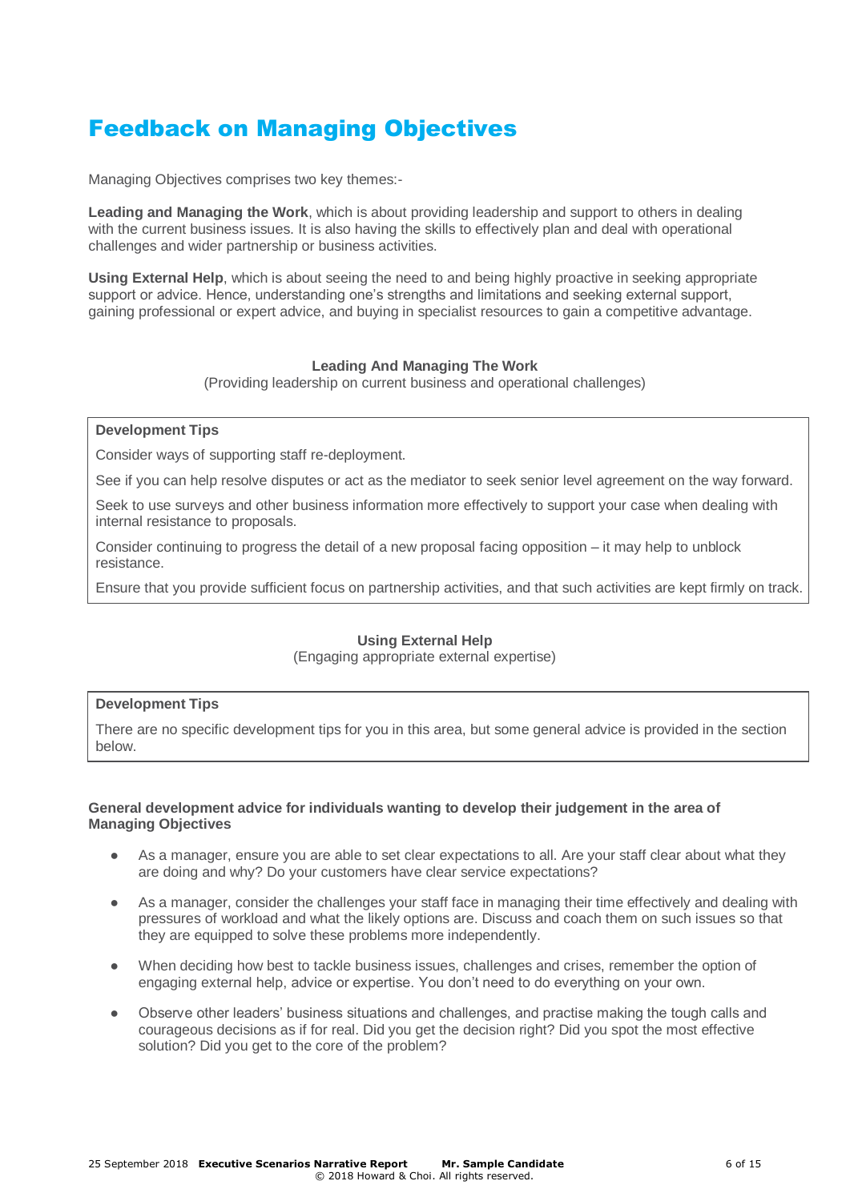# Feedback on Managing Objectives

Managing Objectives comprises two key themes:-

**Leading and Managing the Work**, which is about providing leadership and support to others in dealing with the current business issues. It is also having the skills to effectively plan and deal with operational challenges and wider partnership or business activities.

**Using External Help**, which is about seeing the need to and being highly proactive in seeking appropriate support or advice. Hence, understanding one's strengths and limitations and seeking external support, gaining professional or expert advice, and buying in specialist resources to gain a competitive advantage.

### Leading And Managing The Work

(Providing leadership on current business and operational challenges)

| **Development Tips** |
|---|
| Consider ways of supporting staff re-deployment. |
| See if you can help resolve disputes or act as the mediator to seek senior level agreement on the way forward. |
| Seek to use surveys and other business information more effectively to support your case when dealing with internal resistance to proposals. |
| Consider continuing to progress the detail of a new proposal facing opposition – it may help to unblock resistance. |
| Ensure that you provide sufficient focus on partnership activities, and that such activities are kept firmly on track. |

### Using External Help

(Engaging appropriate external expertise)

| **Development Tips** |
|---|
| There are no specific development tips for you in this area, but some general advice is provided in the section below. |

**General development advice for individuals wanting to develop their judgement in the area of Managing Objectives**

- As a manager, ensure you are able to set clear expectations to all. Are your staff clear about what they are doing and why? Do your customers have clear service expectations?
- As a manager, consider the challenges your staff face in managing their time effectively and dealing with pressures of workload and what the likely options are. Discuss and coach them on such issues so that they are equipped to solve these problems more independently.
- When deciding how best to tackle business issues, challenges and crises, remember the option of engaging external help, advice or expertise. You don't need to do everything on your own.
- Observe other leaders' business situations and challenges, and practise making the tough calls and courageous decisions as if for real. Did you get the decision right? Did you spot the most effective solution? Did you get to the core of the problem?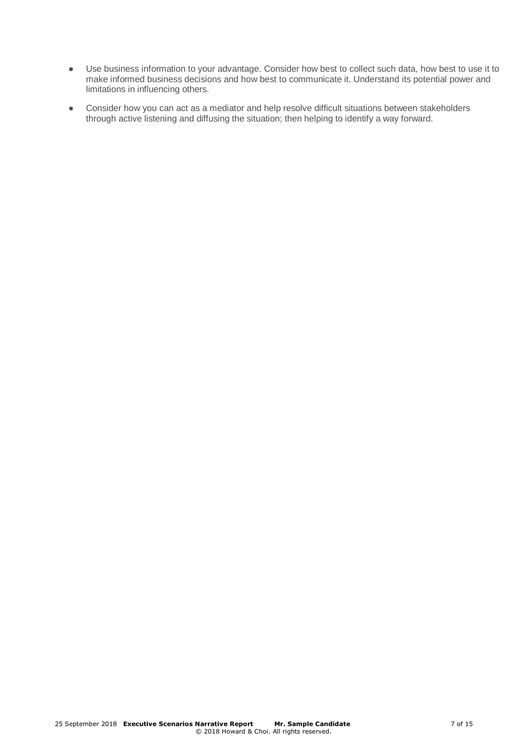- Use business information to your advantage. Consider how best to collect such data, how best to use it to make informed business decisions and how best to communicate it. Understand its potential power and limitations in influencing others.
- Consider how you can act as a mediator and help resolve difficult situations between stakeholders through active listening and diffusing the situation; then helping to identify a way forward.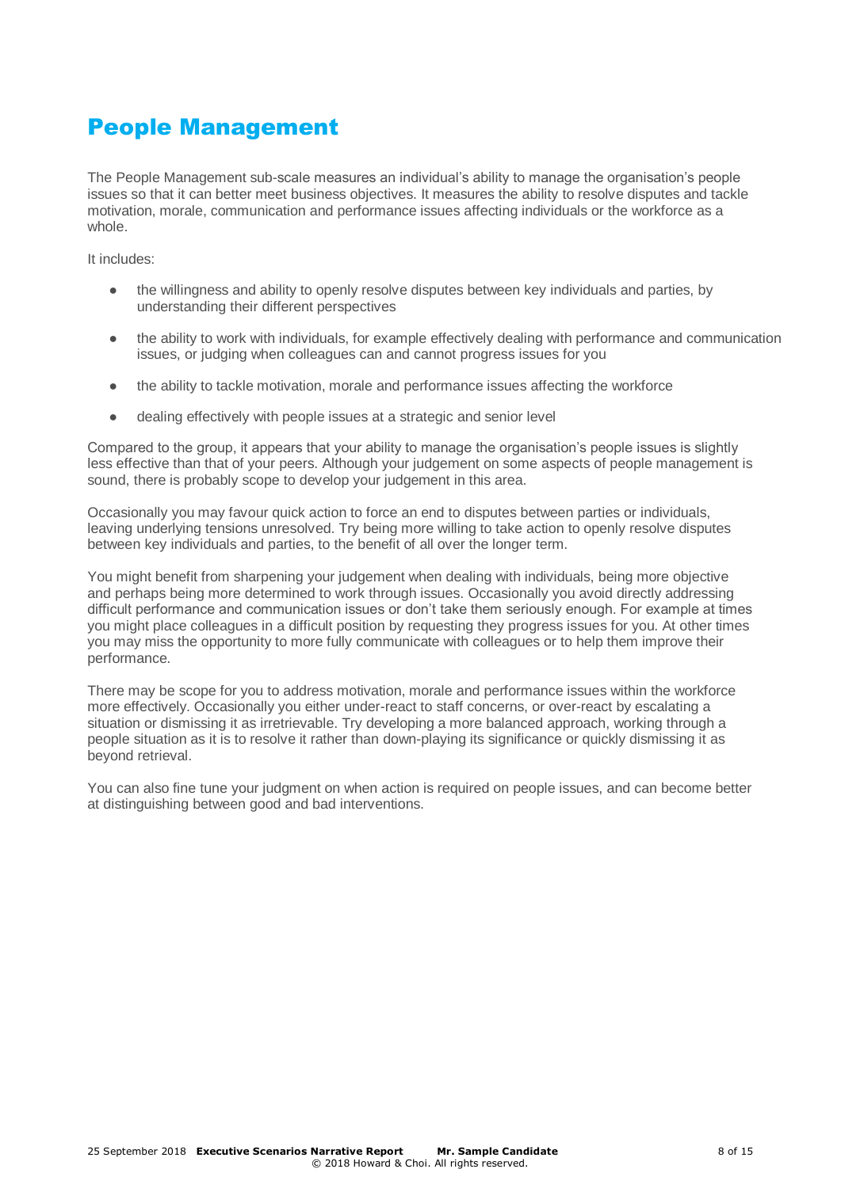# People Management

The People Management sub-scale measures an individual's ability to manage the organisation's people issues so that it can better meet business objectives. It measures the ability to resolve disputes and tackle motivation, morale, communication and performance issues affecting individuals or the workforce as a whole.

It includes:

- the willingness and ability to openly resolve disputes between key individuals and parties, by understanding their different perspectives
- the ability to work with individuals, for example effectively dealing with performance and communication issues, or judging when colleagues can and cannot progress issues for you
- the ability to tackle motivation, morale and performance issues affecting the workforce
- dealing effectively with people issues at a strategic and senior level

Compared to the group, it appears that your ability to manage the organisation's people issues is slightly less effective than that of your peers. Although your judgement on some aspects of people management is sound, there is probably scope to develop your judgement in this area.

Occasionally you may favour quick action to force an end to disputes between parties or individuals, leaving underlying tensions unresolved. Try being more willing to take action to openly resolve disputes between key individuals and parties, to the benefit of all over the longer term.

You might benefit from sharpening your judgement when dealing with individuals, being more objective and perhaps being more determined to work through issues. Occasionally you avoid directly addressing difficult performance and communication issues or don't take them seriously enough. For example at times you might place colleagues in a difficult position by requesting they progress issues for you. At other times you may miss the opportunity to more fully communicate with colleagues or to help them improve their performance.

There may be scope for you to address motivation, morale and performance issues within the workforce more effectively. Occasionally you either under-react to staff concerns, or over-react by escalating a situation or dismissing it as irretrievable. Try developing a more balanced approach, working through a people situation as it is to resolve it rather than down-playing its significance or quickly dismissing it as beyond retrieval.

You can also fine tune your judgment on when action is required on people issues, and can become better at distinguishing between good and bad interventions.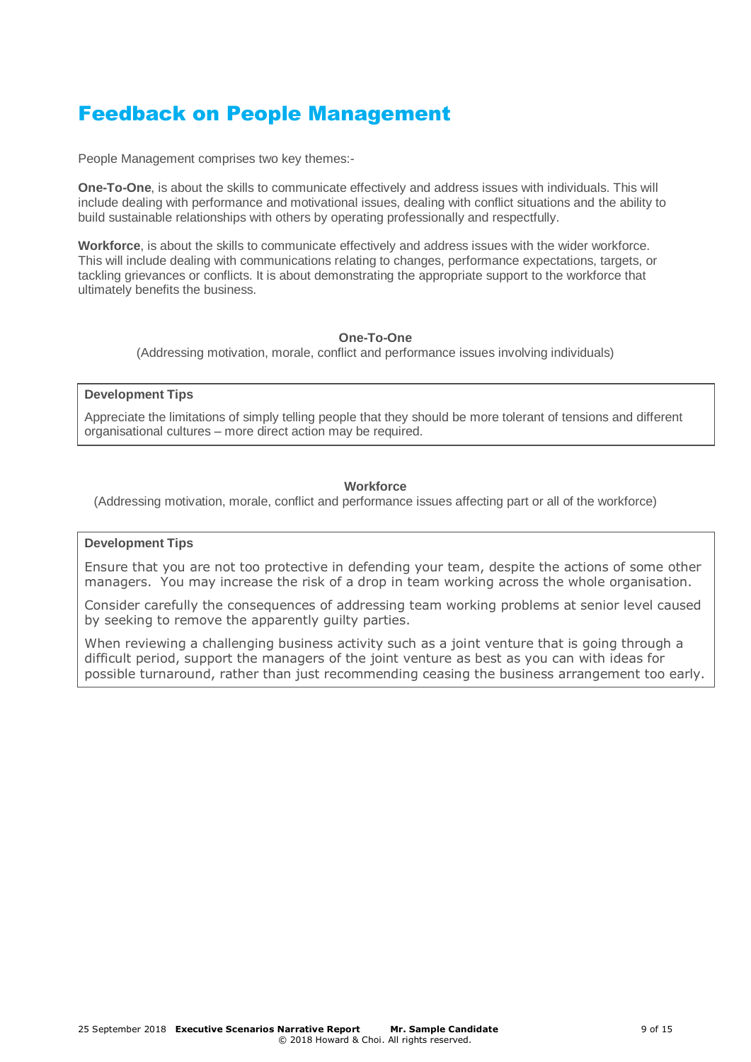# Feedback on People Management

People Management comprises two key themes:-

**One-To-One**, is about the skills to communicate effectively and address issues with individuals. This will include dealing with performance and motivational issues, dealing with conflict situations and the ability to build sustainable relationships with others by operating professionally and respectfully.

**Workforce**, is about the skills to communicate effectively and address issues with the wider workforce. This will include dealing with communications relating to changes, performance expectations, targets, or tackling grievances or conflicts. It is about demonstrating the appropriate support to the workforce that ultimately benefits the business.

## One-To-One

(Addressing motivation, morale, conflict and performance issues involving individuals)

**Development Tips**

Appreciate the limitations of simply telling people that they should be more tolerant of tensions and different organisational cultures – more direct action may be required.

## Workforce

(Addressing motivation, morale, conflict and performance issues affecting part or all of the workforce)

**Development Tips**

Ensure that you are not too protective in defending your team, despite the actions of some other managers. You may increase the risk of a drop in team working across the whole organisation.

Consider carefully the consequences of addressing team working problems at senior level caused by seeking to remove the apparently guilty parties.

When reviewing a challenging business activity such as a joint venture that is going through a difficult period, support the managers of the joint venture as best as you can with ideas for possible turnaround, rather than just recommending ceasing the business arrangement too early.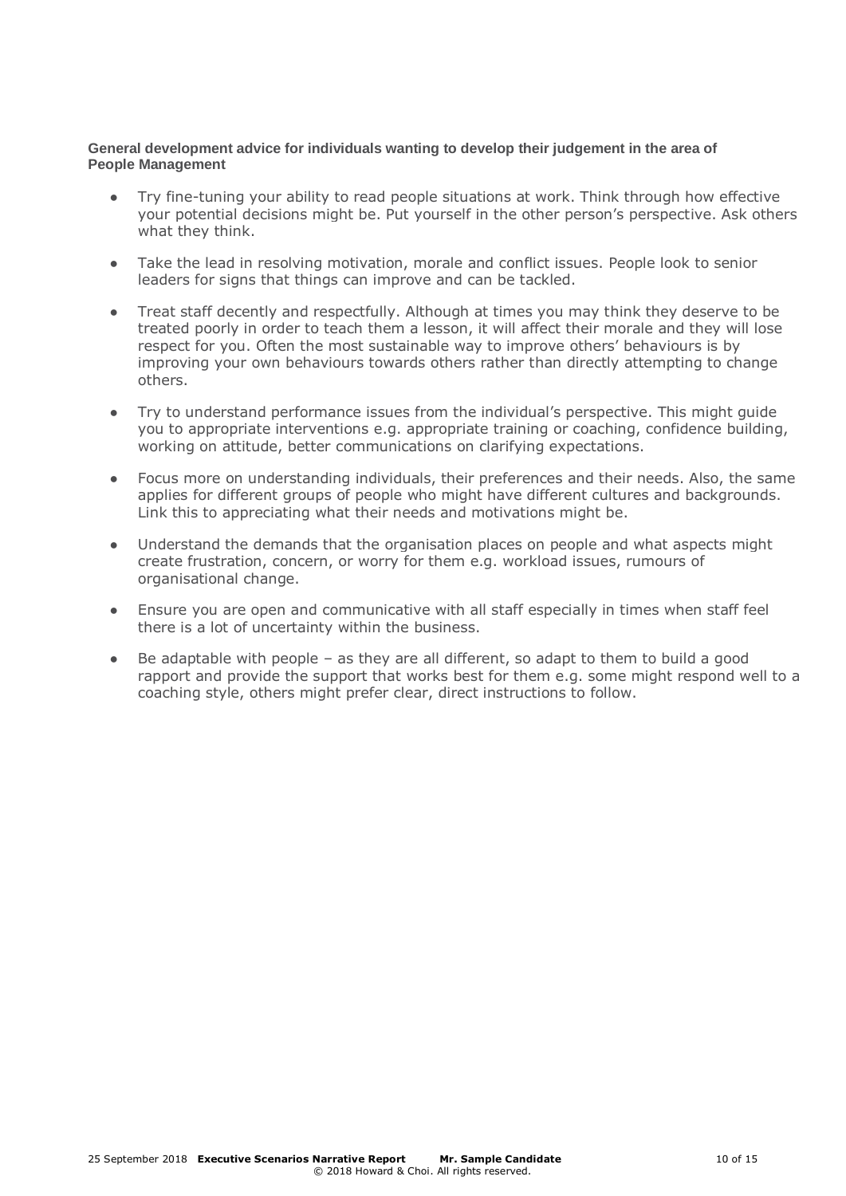**General development advice for individuals wanting to develop their judgement in the area of People Management**

- Try fine-tuning your ability to read people situations at work. Think through how effective your potential decisions might be. Put yourself in the other person's perspective. Ask others what they think.
- Take the lead in resolving motivation, morale and conflict issues. People look to senior leaders for signs that things can improve and can be tackled.
- Treat staff decently and respectfully. Although at times you may think they deserve to be treated poorly in order to teach them a lesson, it will affect their morale and they will lose respect for you. Often the most sustainable way to improve others' behaviours is by improving your own behaviours towards others rather than directly attempting to change others.
- Try to understand performance issues from the individual's perspective. This might guide you to appropriate interventions e.g. appropriate training or coaching, confidence building, working on attitude, better communications on clarifying expectations.
- Focus more on understanding individuals, their preferences and their needs. Also, the same applies for different groups of people who might have different cultures and backgrounds. Link this to appreciating what their needs and motivations might be.
- Understand the demands that the organisation places on people and what aspects might create frustration, concern, or worry for them e.g. workload issues, rumours of organisational change.
- Ensure you are open and communicative with all staff especially in times when staff feel there is a lot of uncertainty within the business.
- Be adaptable with people – as they are all different, so adapt to them to build a good rapport and provide the support that works best for them e.g. some might respond well to a coaching style, others might prefer clear, direct instructions to follow.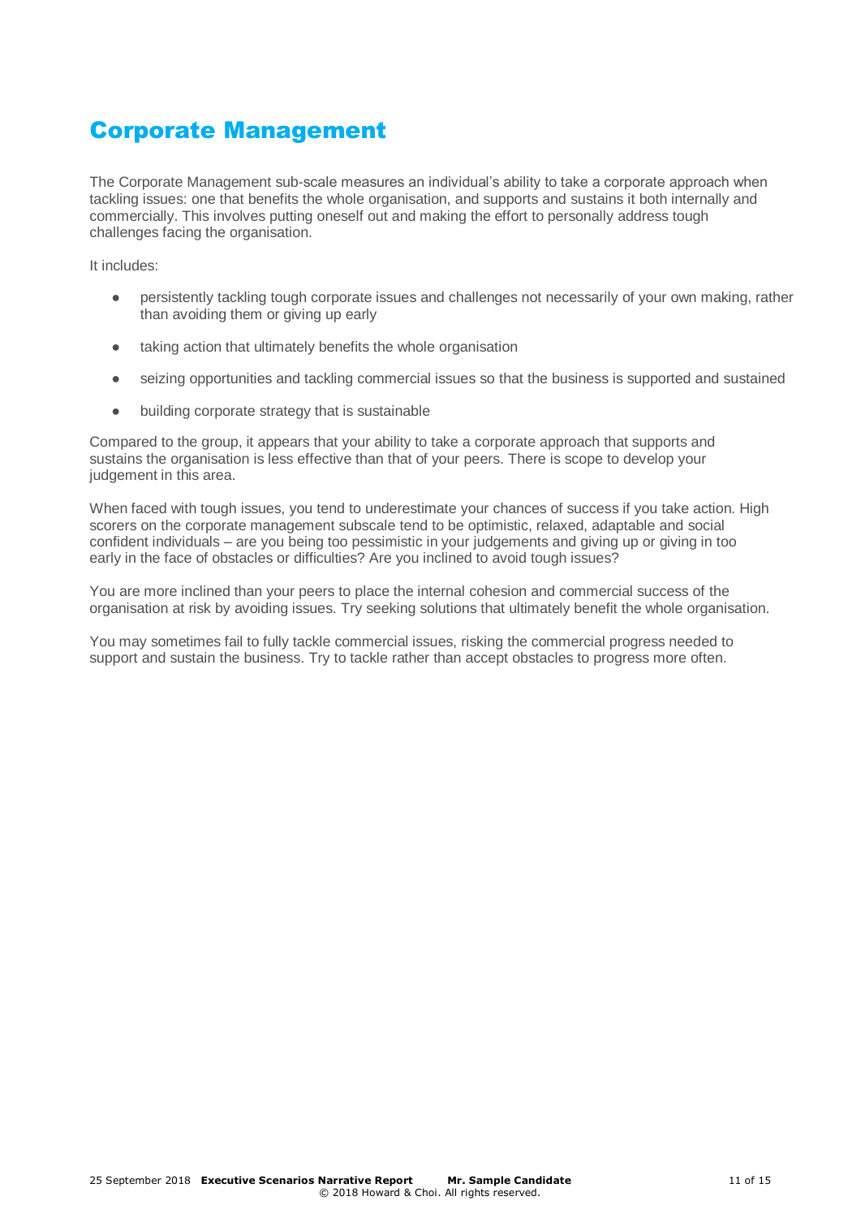# Corporate Management

The Corporate Management sub-scale measures an individual's ability to take a corporate approach when tackling issues: one that benefits the whole organisation, and supports and sustains it both internally and commercially. This involves putting oneself out and making the effort to personally address tough challenges facing the organisation.

It includes:

- persistently tackling tough corporate issues and challenges not necessarily of your own making, rather than avoiding them or giving up early
- taking action that ultimately benefits the whole organisation
- seizing opportunities and tackling commercial issues so that the business is supported and sustained
- building corporate strategy that is sustainable

Compared to the group, it appears that your ability to take a corporate approach that supports and sustains the organisation is less effective than that of your peers. There is scope to develop your judgement in this area.

When faced with tough issues, you tend to underestimate your chances of success if you take action. High scorers on the corporate management subscale tend to be optimistic, relaxed, adaptable and social confident individuals – are you being too pessimistic in your judgements and giving up or giving in too early in the face of obstacles or difficulties? Are you inclined to avoid tough issues?

You are more inclined than your peers to place the internal cohesion and commercial success of the organisation at risk by avoiding issues. Try seeking solutions that ultimately benefit the whole organisation.

You may sometimes fail to fully tackle commercial issues, risking the commercial progress needed to support and sustain the business. Try to tackle rather than accept obstacles to progress more often.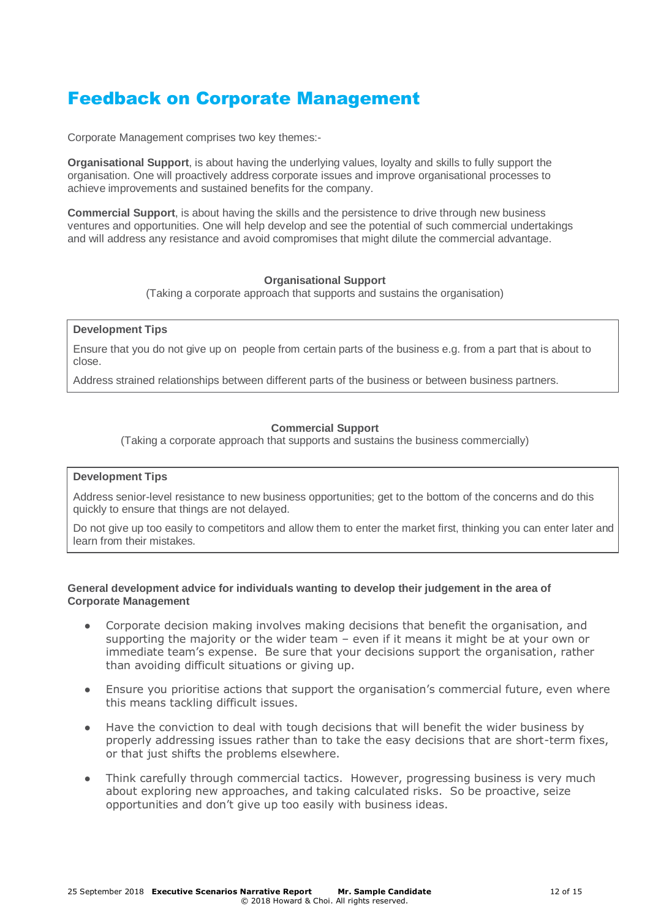# Feedback on Corporate Management

Corporate Management comprises two key themes:-

**Organisational Support**, is about having the underlying values, loyalty and skills to fully support the organisation. One will proactively address corporate issues and improve organisational processes to achieve improvements and sustained benefits for the company.

**Commercial Support**, is about having the skills and the persistence to drive through new business ventures and opportunities. One will help develop and see the potential of such commercial undertakings and will address any resistance and avoid compromises that might dilute the commercial advantage.

**Organisational Support**

(Taking a corporate approach that supports and sustains the organisation)

**Development Tips**

Ensure that you do not give up on people from certain parts of the business e.g. from a part that is about to close.

Address strained relationships between different parts of the business or between business partners.

**Commercial Support**

(Taking a corporate approach that supports and sustains the business commercially)

**Development Tips**

Address senior-level resistance to new business opportunities; get to the bottom of the concerns and do this quickly to ensure that things are not delayed.

Do not give up too easily to competitors and allow them to enter the market first, thinking you can enter later and learn from their mistakes.

**General development advice for individuals wanting to develop their judgement in the area of Corporate Management**

- Corporate decision making involves making decisions that benefit the organisation, and supporting the majority or the wider team – even if it means it might be at your own or immediate team's expense. Be sure that your decisions support the organisation, rather than avoiding difficult situations or giving up.
- Ensure you prioritise actions that support the organisation's commercial future, even where this means tackling difficult issues.
- Have the conviction to deal with tough decisions that will benefit the wider business by properly addressing issues rather than to take the easy decisions that are short-term fixes, or that just shifts the problems elsewhere.
- Think carefully through commercial tactics. However, progressing business is very much about exploring new approaches, and taking calculated risks. So be proactive, seize opportunities and don't give up too easily with business ideas.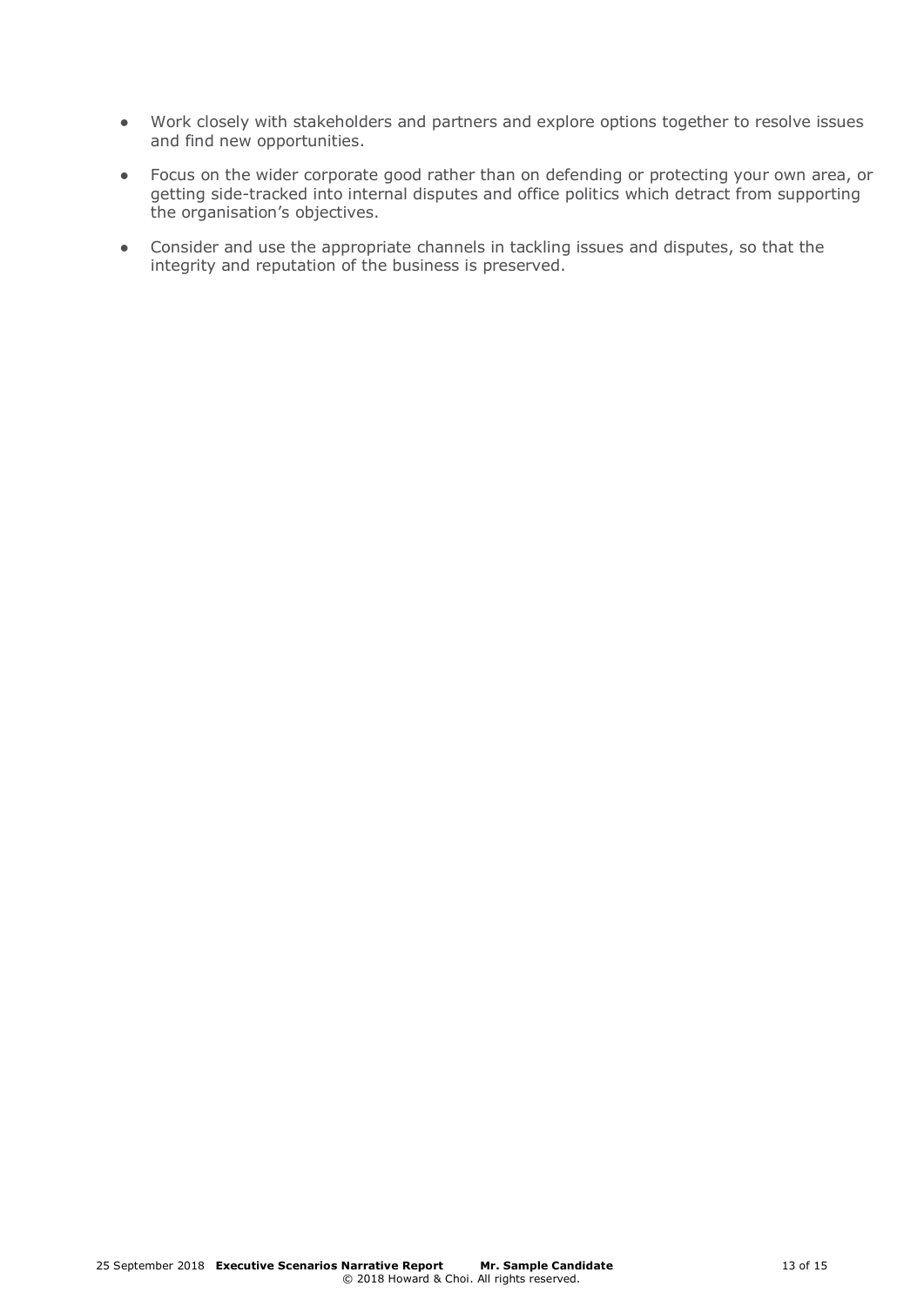- Work closely with stakeholders and partners and explore options together to resolve issues and find new opportunities.
- Focus on the wider corporate good rather than on defending or protecting your own area, or getting side-tracked into internal disputes and office politics which detract from supporting the organisation's objectives.
- Consider and use the appropriate channels in tackling issues and disputes, so that the integrity and reputation of the business is preserved.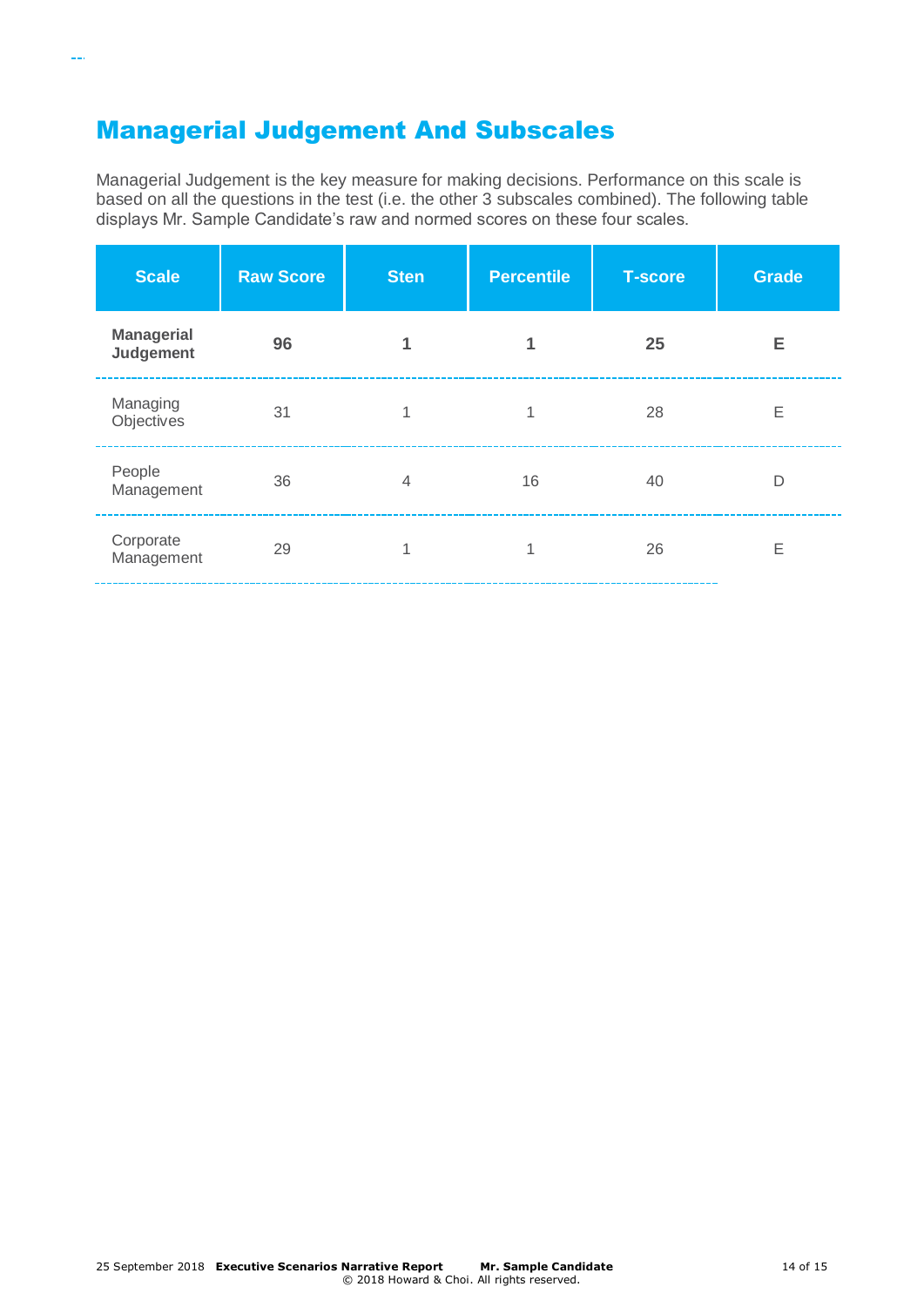# Managerial Judgement And Subscales

Managerial Judgement is the key measure for making decisions. Performance on this scale is based on all the questions in the test (i.e. the other 3 subscales combined). The following table displays Mr. Sample Candidate's raw and normed scores on these four scales.

| Scale | Raw Score | Sten | Percentile | T-score | Grade |
|---|---|---|---|---|---|
| **Managerial Judgement** | **96** | **1** | **1** | **25** | **E** |
| Managing Objectives | 31 | 1 | 1 | 28 | E |
| People Management | 36 | 4 | 16 | 40 | D |
| Corporate Management | 29 | 1 | 1 | 26 | E |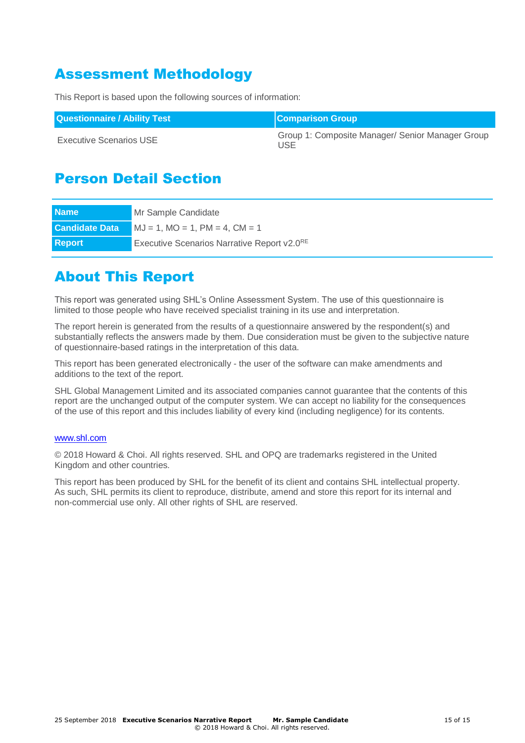# Assessment Methodology

This Report is based upon the following sources of information:

| Questionnaire / Ability Test | Comparison Group |
|---|---|
| Executive Scenarios USE | Group 1: Composite Manager/ Senior Manager Group USE |

# Person Detail Section

| | |
|---|---|
| **Name** | Mr Sample Candidate |
| **Candidate Data** | MJ = 1, MO = 1, PM = 4, CM = 1 |
| **Report** | Executive Scenarios Narrative Report v2.0RE |

# About This Report

This report was generated using SHL's Online Assessment System. The use of this questionnaire is limited to those people who have received specialist training in its use and interpretation.

The report herein is generated from the results of a questionnaire answered by the respondent(s) and substantially reflects the answers made by them. Due consideration must be given to the subjective nature of questionnaire-based ratings in the interpretation of this data.

This report has been generated electronically - the user of the software can make amendments and additions to the text of the report.

SHL Global Management Limited and its associated companies cannot guarantee that the contents of this report are the unchanged output of the computer system. We can accept no liability for the consequences of the use of this report and this includes liability of every kind (including negligence) for its contents.

www.shl.com

© 2018 Howard & Choi. All rights reserved. SHL and OPQ are trademarks registered in the United Kingdom and other countries.

This report has been produced by SHL for the benefit of its client and contains SHL intellectual property. As such, SHL permits its client to reproduce, distribute, amend and store this report for its internal and non-commercial use only. All other rights of SHL are reserved.